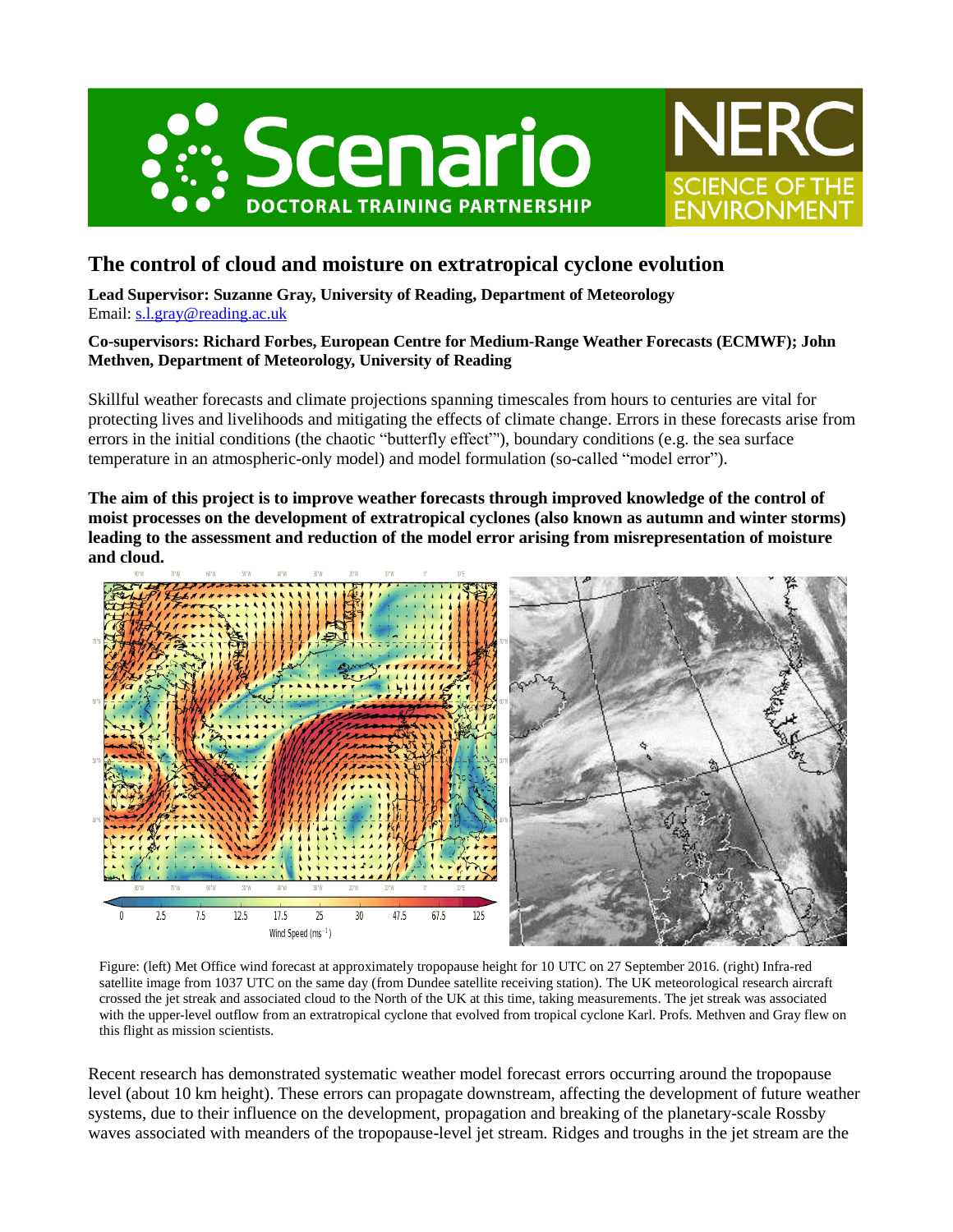# The control of cloud and moisture on extratropical cyclone evolution

**Lead Supervisor: Suzanne Gray, University of Reading, Department of Meteorology**
Email: s.l.gray@reading.ac.uk

**Co-supervisors: Richard Forbes, European Centre for Medium-Range Weather Forecasts (ECMWF); John Methven, Department of Meteorology, University of Reading**

Skillful weather forecasts and climate projections spanning timescales from hours to centuries are vital for protecting lives and livelihoods and mitigating the effects of climate change. Errors in these forecasts arise from errors in the initial conditions (the chaotic "butterfly effect"), boundary conditions (e.g. the sea surface temperature in an atmospheric-only model) and model formulation (so-called "model error").

**The aim of this project is to improve weather forecasts through improved knowledge of the control of moist processes on the development of extratropical cyclones (also known as autumn and winter storms) leading to the assessment and reduction of the model error arising from misrepresentation of moisture and cloud.**

Figure: (left) Met Office wind forecast at approximately tropopause height for 10 UTC on 27 September 2016. (right) Infra-red satellite image from 1037 UTC on the same day (from Dundee satellite receiving station). The UK meteorological research aircraft crossed the jet streak and associated cloud to the North of the UK at this time, taking measurements. The jet streak was associated with the upper-level outflow from an extratropical cyclone that evolved from tropical cyclone Karl. Profs. Methven and Gray flew on this flight as mission scientists.

Recent research has demonstrated systematic weather model forecast errors occurring around the tropopause level (about 10 km height). These errors can propagate downstream, affecting the development of future weather systems, due to their influence on the development, propagation and breaking of the planetary-scale Rossby waves associated with meanders of the tropopause-level jet stream. Ridges and troughs in the jet stream are the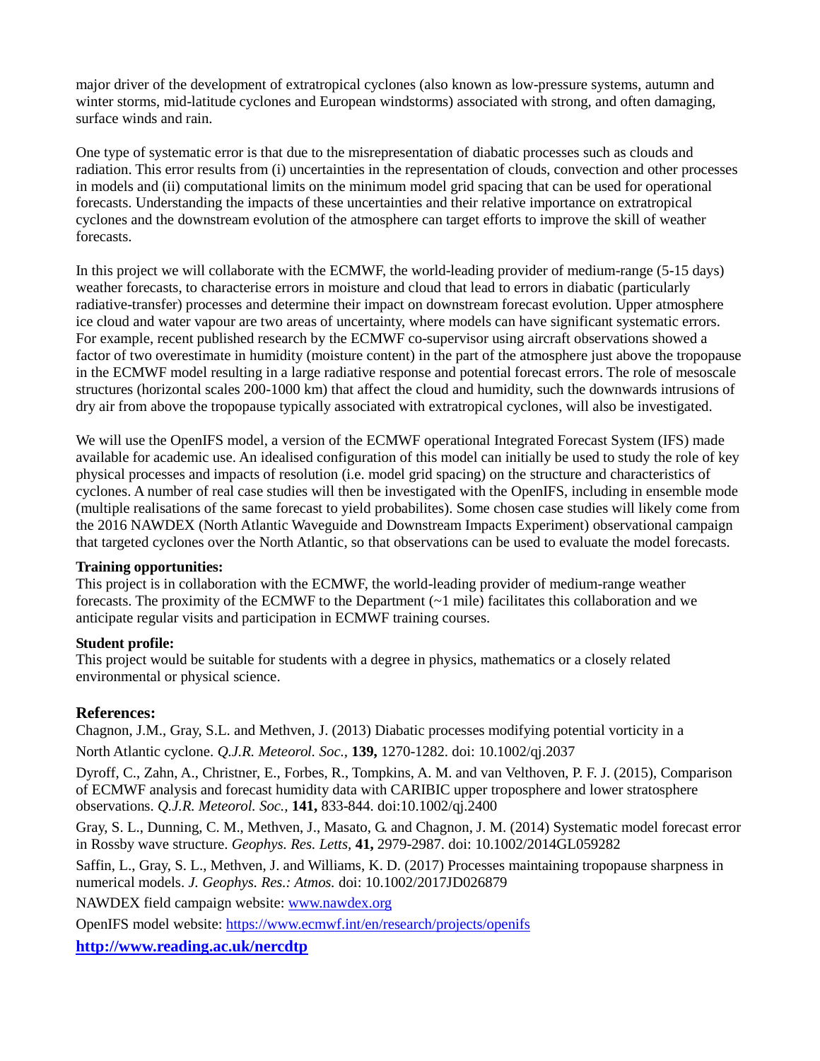major driver of the development of extratropical cyclones (also known as low-pressure systems, autumn and winter storms, mid-latitude cyclones and European windstorms) associated with strong, and often damaging, surface winds and rain.

One type of systematic error is that due to the misrepresentation of diabatic processes such as clouds and radiation. This error results from (i) uncertainties in the representation of clouds, convection and other processes in models and (ii) computational limits on the minimum model grid spacing that can be used for operational forecasts. Understanding the impacts of these uncertainties and their relative importance on extratropical cyclones and the downstream evolution of the atmosphere can target efforts to improve the skill of weather forecasts.

In this project we will collaborate with the ECMWF, the world-leading provider of medium-range (5-15 days) weather forecasts, to characterise errors in moisture and cloud that lead to errors in diabatic (particularly radiative-transfer) processes and determine their impact on downstream forecast evolution. Upper atmosphere ice cloud and water vapour are two areas of uncertainty, where models can have significant systematic errors. For example, recent published research by the ECMWF co-supervisor using aircraft observations showed a factor of two overestimate in humidity (moisture content) in the part of the atmosphere just above the tropopause in the ECMWF model resulting in a large radiative response and potential forecast errors. The role of mesoscale structures (horizontal scales 200-1000 km) that affect the cloud and humidity, such the downwards intrusions of dry air from above the tropopause typically associated with extratropical cyclones, will also be investigated.

We will use the OpenIFS model, a version of the ECMWF operational Integrated Forecast System (IFS) made available for academic use. An idealised configuration of this model can initially be used to study the role of key physical processes and impacts of resolution (i.e. model grid spacing) on the structure and characteristics of cyclones. A number of real case studies will then be investigated with the OpenIFS, including in ensemble mode (multiple realisations of the same forecast to yield probabilites). Some chosen case studies will likely come from the 2016 NAWDEX (North Atlantic Waveguide and Downstream Impacts Experiment) observational campaign that targeted cyclones over the North Atlantic, so that observations can be used to evaluate the model forecasts.

**Training opportunities:**
This project is in collaboration with the ECMWF, the world-leading provider of medium-range weather forecasts. The proximity of the ECMWF to the Department (~1 mile) facilitates this collaboration and we anticipate regular visits and participation in ECMWF training courses.

**Student profile:**
This project would be suitable for students with a degree in physics, mathematics or a closely related environmental or physical science.

## References:

Chagnon, J.M., Gray, S.L. and Methven, J. (2013) Diabatic processes modifying potential vorticity in a North Atlantic cyclone. *Q.J.R. Meteorol. Soc.,* **139,** 1270-1282. doi: 10.1002/qj.2037

Dyroff, C., Zahn, A., Christner, E., Forbes, R., Tompkins, A. M. and van Velthoven, P. F. J. (2015), Comparison of ECMWF analysis and forecast humidity data with CARIBIC upper troposphere and lower stratosphere observations. *Q.J.R. Meteorol. Soc.,* **141,** 833-844. doi:10.1002/qj.2400

Gray, S. L., Dunning, C. M., Methven, J., Masato, G. and Chagnon, J. M. (2014) Systematic model forecast error in Rossby wave structure. *Geophys. Res. Letts,* **41,** 2979-2987. doi: 10.1002/2014GL059282

Saffin, L., Gray, S. L., Methven, J. and Williams, K. D. (2017) Processes maintaining tropopause sharpness in numerical models. *J. Geophys. Res.: Atmos.* doi: 10.1002/2017JD026879

NAWDEX field campaign website: www.nawdex.org

OpenIFS model website: https://www.ecmwf.int/en/research/projects/openifs

**http://www.reading.ac.uk/nercdtp**